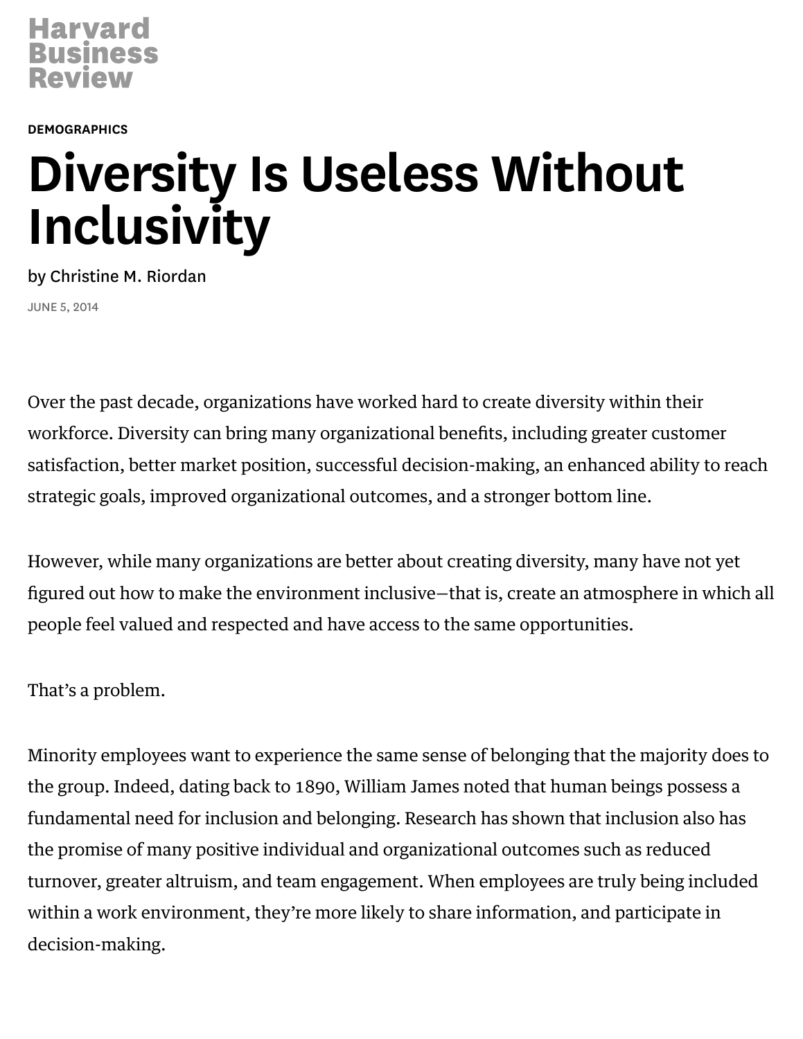Harvard Business Review

DEMOGRAPHICS

# Diversity Is Useless Without Inclusivity

by Christine M. Riordan

JUNE 5, 2014

Over the past decade, organizations have worked hard to create diversity within their workforce. Diversity can bring many organizational benefits, including greater customer satisfaction, better market position, successful decision-making, an enhanced ability to reach strategic goals, improved organizational outcomes, and a stronger bottom line.

However, while many organizations are better about creating diversity, many have not yet figured out how to make the environment inclusive—that is, create an atmosphere in which all people feel valued and respected and have access to the same opportunities.

That's a problem.

Minority employees want to experience the same sense of belonging that the majority does to the group. Indeed, dating back to 1890, William James noted that human beings possess a fundamental need for inclusion and belonging. Research has shown that inclusion also has the promise of many positive individual and organizational outcomes such as reduced turnover, greater altruism, and team engagement. When employees are truly being included within a work environment, they're more likely to share information, and participate in decision-making.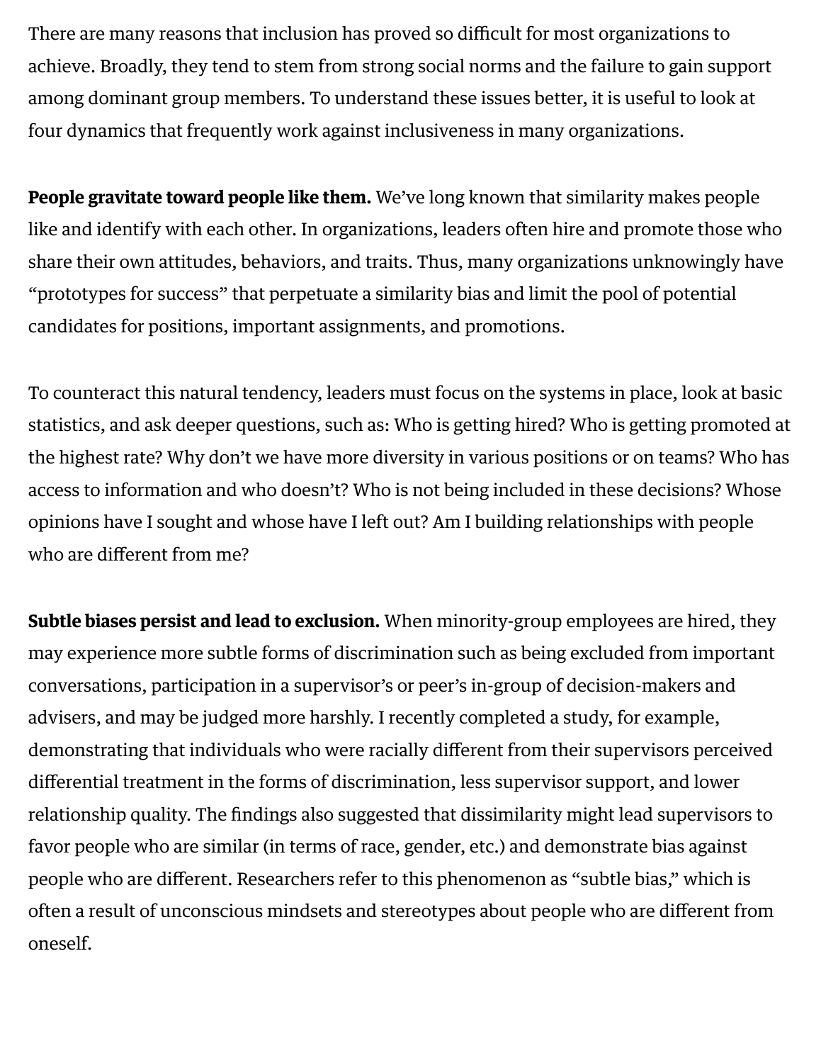There are many reasons that inclusion has proved so difficult for most organizations to achieve. Broadly, they tend to stem from strong social norms and the failure to gain support among dominant group members. To understand these issues better, it is useful to look at four dynamics that frequently work against inclusiveness in many organizations.

**People gravitate toward people like them.** We've long known that similarity makes people like and identify with each other. In organizations, leaders often hire and promote those who share their own attitudes, behaviors, and traits. Thus, many organizations unknowingly have "prototypes for success" that perpetuate a similarity bias and limit the pool of potential candidates for positions, important assignments, and promotions.

To counteract this natural tendency, leaders must focus on the systems in place, look at basic statistics, and ask deeper questions, such as: Who is getting hired? Who is getting promoted at the highest rate? Why don't we have more diversity in various positions or on teams? Who has access to information and who doesn't? Who is not being included in these decisions? Whose opinions have I sought and whose have I left out? Am I building relationships with people who are different from me?

**Subtle biases persist and lead to exclusion.** When minority-group employees are hired, they may experience more subtle forms of discrimination such as being excluded from important conversations, participation in a supervisor's or peer's in-group of decision-makers and advisers, and may be judged more harshly. I recently completed a study, for example, demonstrating that individuals who were racially different from their supervisors perceived differential treatment in the forms of discrimination, less supervisor support, and lower relationship quality. The findings also suggested that dissimilarity might lead supervisors to favor people who are similar (in terms of race, gender, etc.) and demonstrate bias against people who are different. Researchers refer to this phenomenon as "subtle bias," which is often a result of unconscious mindsets and stereotypes about people who are different from oneself.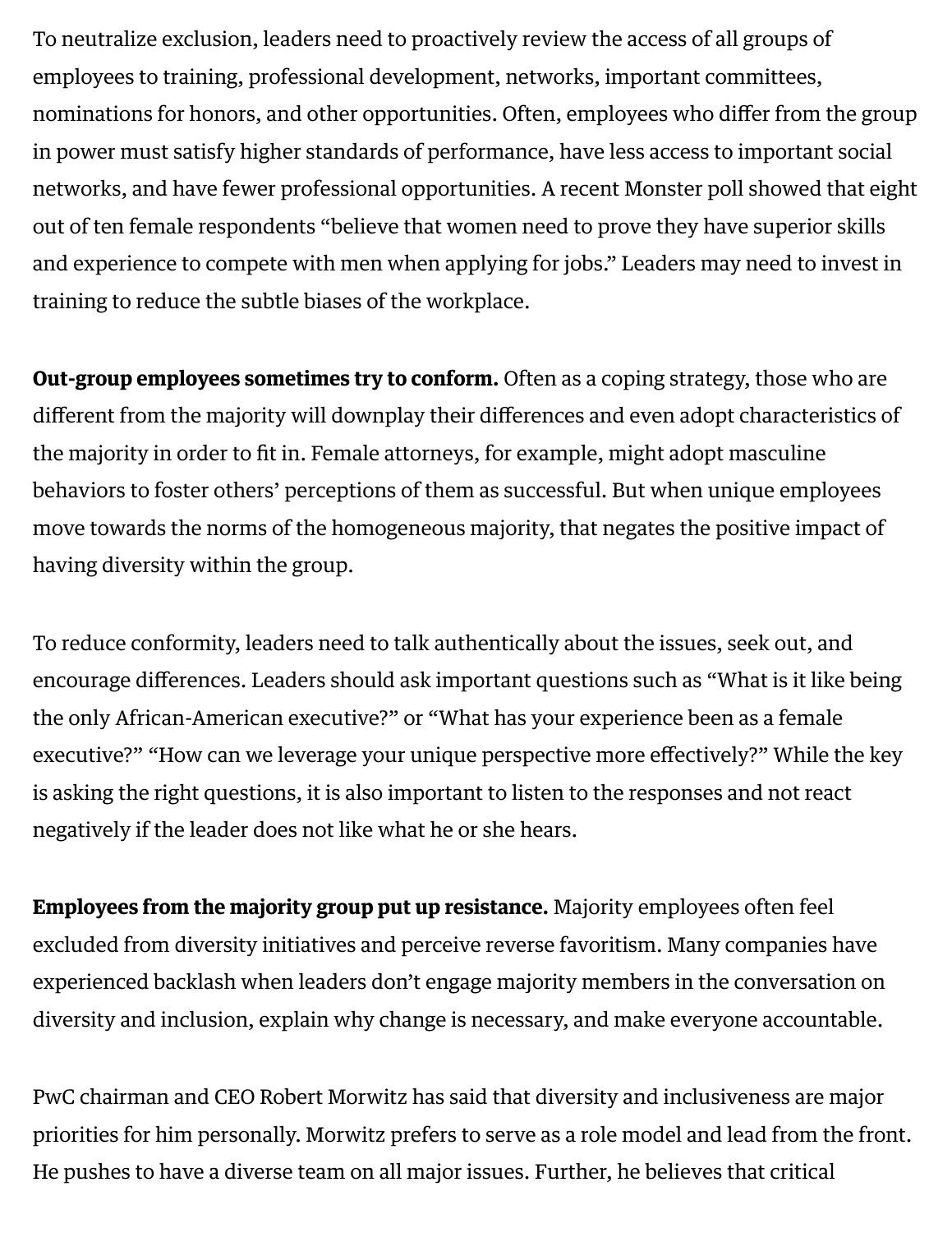To neutralize exclusion, leaders need to proactively review the access of all groups of employees to training, professional development, networks, important committees, nominations for honors, and other opportunities. Often, employees who differ from the group in power must satisfy higher standards of performance, have less access to important social networks, and have fewer professional opportunities. A recent Monster poll showed that eight out of ten female respondents "believe that women need to prove they have superior skills and experience to compete with men when applying for jobs." Leaders may need to invest in training to reduce the subtle biases of the workplace.

**Out-group employees sometimes try to conform.** Often as a coping strategy, those who are different from the majority will downplay their differences and even adopt characteristics of the majority in order to fit in. Female attorneys, for example, might adopt masculine behaviors to foster others' perceptions of them as successful. But when unique employees move towards the norms of the homogeneous majority, that negates the positive impact of having diversity within the group.

To reduce conformity, leaders need to talk authentically about the issues, seek out, and encourage differences. Leaders should ask important questions such as "What is it like being the only African-American executive?" or "What has your experience been as a female executive?" "How can we leverage your unique perspective more effectively?" While the key is asking the right questions, it is also important to listen to the responses and not react negatively if the leader does not like what he or she hears.

**Employees from the majority group put up resistance.** Majority employees often feel excluded from diversity initiatives and perceive reverse favoritism. Many companies have experienced backlash when leaders don't engage majority members in the conversation on diversity and inclusion, explain why change is necessary, and make everyone accountable.

PwC chairman and CEO Robert Morwitz has said that diversity and inclusiveness are major priorities for him personally. Morwitz prefers to serve as a role model and lead from the front. He pushes to have a diverse team on all major issues. Further, he believes that critical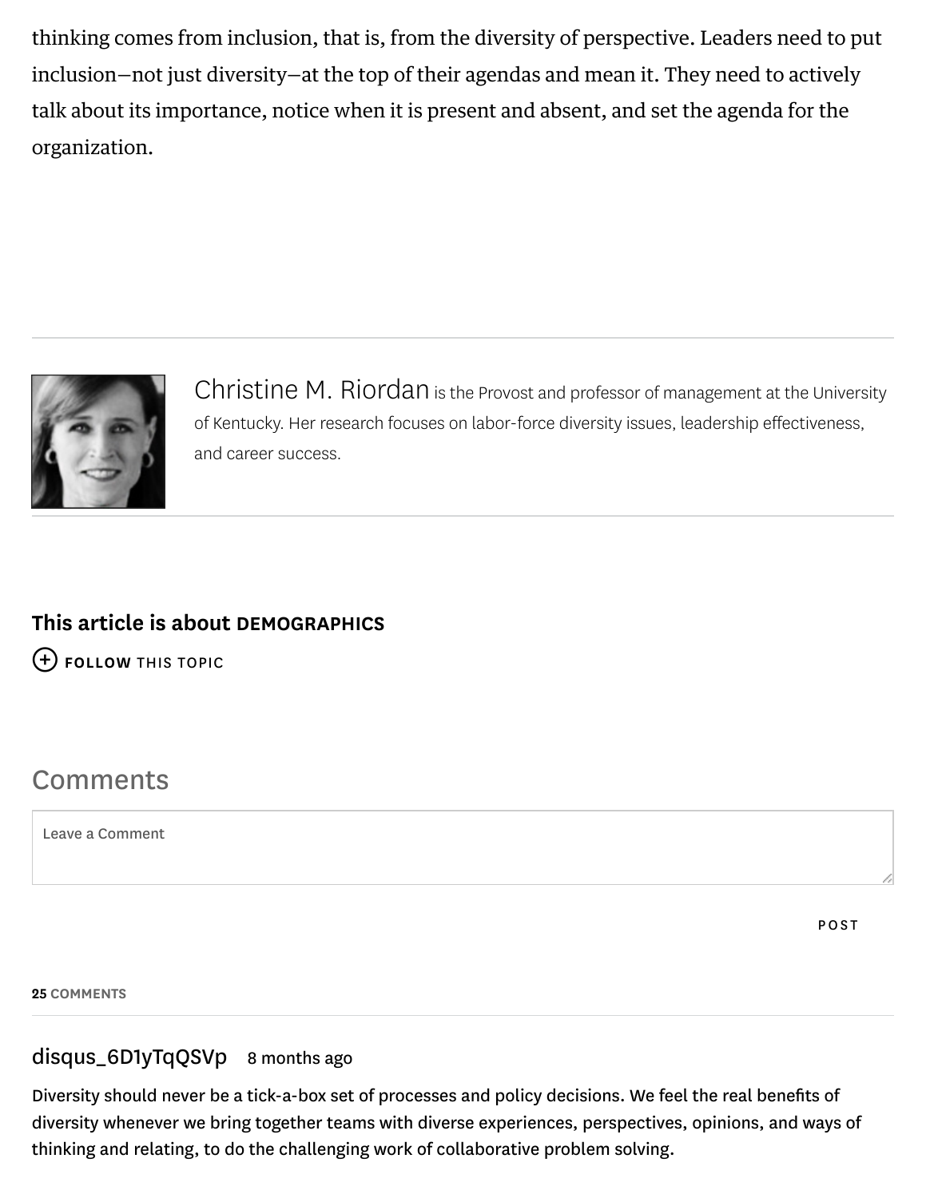thinking comes from inclusion, that is, from the diversity of perspective. Leaders need to put inclusion—not just diversity—at the top of their agendas and mean it. They need to actively talk about its importance, notice when it is present and absent, and set the agenda for the organization.

---

Christine M. Riordan is the Provost and professor of management at the University of Kentucky. Her research focuses on labor-force diversity issues, leadership effectiveness, and career success.

---

**This article is about DEMOGRAPHICS**

FOLLOW THIS TOPIC

## Comments

Leave a Comment

POST

**25** COMMENTS

disqus_6D1yTqQSVp 8 months ago

Diversity should never be a tick-a-box set of processes and policy decisions. We feel the real benefits of diversity whenever we bring together teams with diverse experiences, perspectives, opinions, and ways of thinking and relating, to do the challenging work of collaborative problem solving.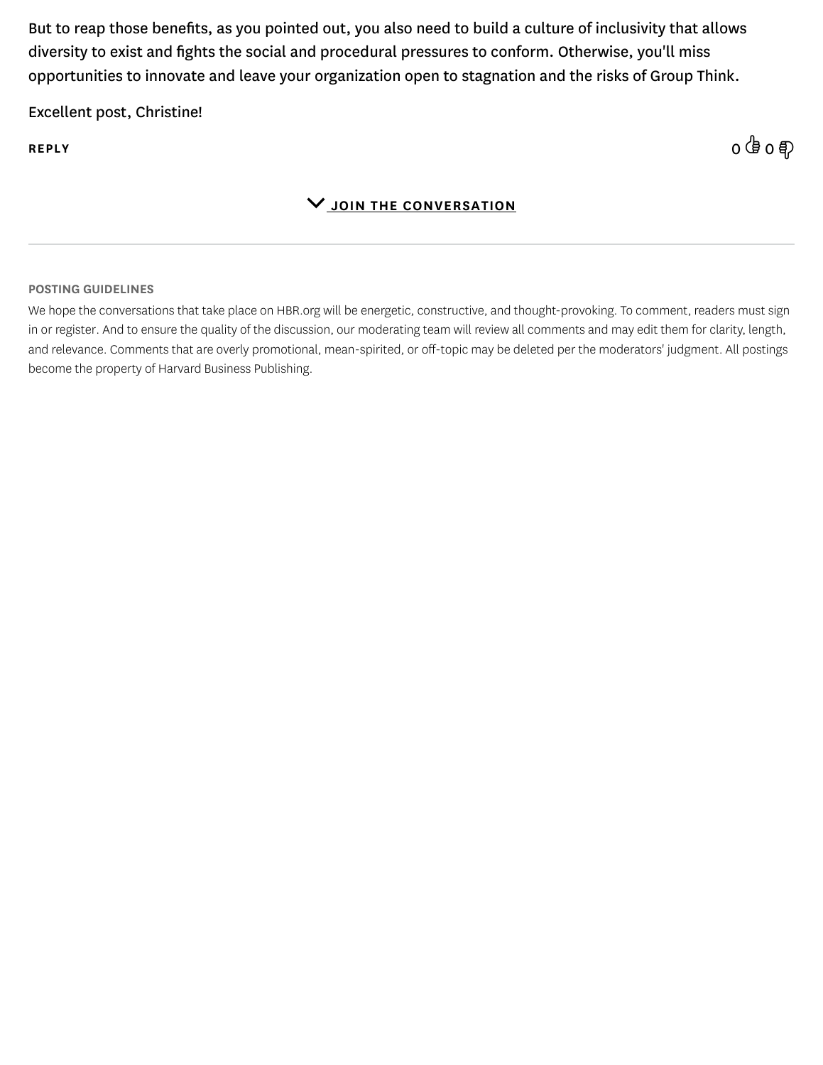But to reap those benefits, as you pointed out, you also need to build a culture of inclusivity that allows diversity to exist and fights the social and procedural pressures to conform. Otherwise, you'll miss opportunities to innovate and leave your organization open to stagnation and the risks of Group Think.

Excellent post, Christine!

**REPLY**

0 👍 0 👎

**JOIN THE CONVERSATION**

---

**POSTING GUIDELINES**

We hope the conversations that take place on HBR.org will be energetic, constructive, and thought-provoking. To comment, readers must sign in or register. And to ensure the quality of the discussion, our moderating team will review all comments and may edit them for clarity, length, and relevance. Comments that are overly promotional, mean-spirited, or off-topic may be deleted per the moderators' judgment. All postings become the property of Harvard Business Publishing.